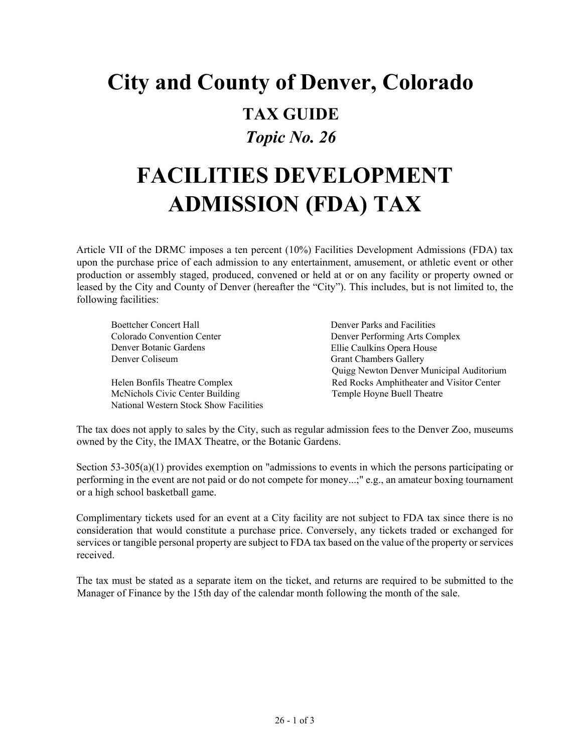# City and County of Denver, Colorado

## TAX GUIDE

### *Topic No. 26*

# FACILITIES DEVELOPMENT ADMISSION (FDA) TAX

Article VII of the DRMC imposes a ten percent (10%) Facilities Development Admissions (FDA) tax upon the purchase price of each admission to any entertainment, amusement, or athletic event or other production or assembly staged, produced, convened or held at or on any facility or property owned or leased by the City and County of Denver (hereafter the "City"). This includes, but is not limited to, the following facilities:

- Boettcher Concert Hall
- Colorado Convention Center
- Denver Botanic Gardens
- Denver Coliseum
- Helen Bonfils Theatre Complex
- McNichols Civic Center Building
- National Western Stock Show Facilities
- Denver Parks and Facilities
- Denver Performing Arts Complex
- Ellie Caulkins Opera House
- Grant Chambers Gallery
- Quigg Newton Denver Municipal Auditorium
- Red Rocks Amphitheater and Visitor Center
- Temple Hoyne Buell Theatre

The tax does not apply to sales by the City, such as regular admission fees to the Denver Zoo, museums owned by the City, the IMAX Theatre, or the Botanic Gardens.

Section 53-305(a)(1) provides exemption on "admissions to events in which the persons participating or performing in the event are not paid or do not compete for money...;" e.g., an amateur boxing tournament or a high school basketball game.

Complimentary tickets used for an event at a City facility are not subject to FDA tax since there is no consideration that would constitute a purchase price. Conversely, any tickets traded or exchanged for services or tangible personal property are subject to FDA tax based on the value of the property or services received.

The tax must be stated as a separate item on the ticket, and returns are required to be submitted to the Manager of Finance by the 15th day of the calendar month following the month of the sale.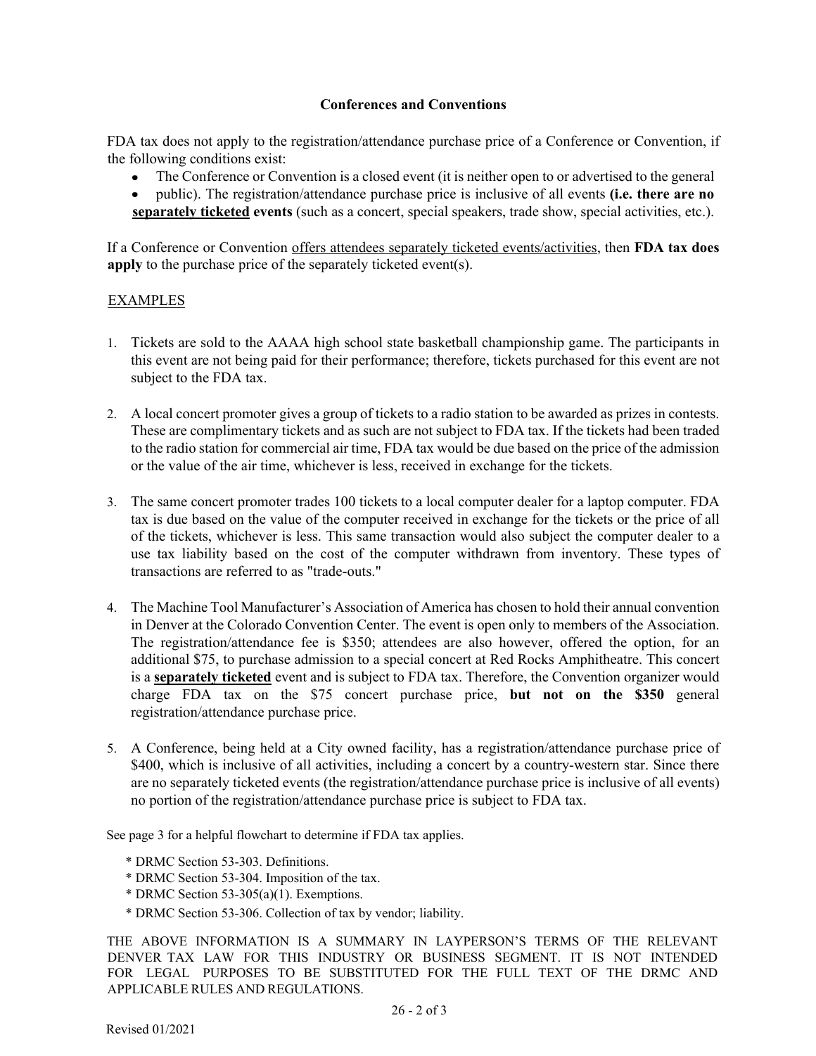## Conferences and Conventions

FDA tax does not apply to the registration/attendance purchase price of a Conference or Convention, if the following conditions exist:

- The Conference or Convention is a closed event (it is neither open to or advertised to the general
- public). The registration/attendance purchase price is inclusive of all events **(i.e. there are no <u>separately ticketed</u> events** (such as a concert, special speakers, trade show, special activities, etc.).

If a Conference or Convention <u>offers attendees separately ticketed events/activities</u>, then **FDA tax does apply** to the purchase price of the separately ticketed event(s).

<u>EXAMPLES</u>

1. Tickets are sold to the AAAA high school state basketball championship game. The participants in this event are not being paid for their performance; therefore, tickets purchased for this event are not subject to the FDA tax.

2. A local concert promoter gives a group of tickets to a radio station to be awarded as prizes in contests. These are complimentary tickets and as such are not subject to FDA tax. If the tickets had been traded to the radio station for commercial air time, FDA tax would be due based on the price of the admission or the value of the air time, whichever is less, received in exchange for the tickets.

3. The same concert promoter trades 100 tickets to a local computer dealer for a laptop computer. FDA tax is due based on the value of the computer received in exchange for the tickets or the price of all of the tickets, whichever is less. This same transaction would also subject the computer dealer to a use tax liability based on the cost of the computer withdrawn from inventory. These types of transactions are referred to as "trade-outs."

4. The Machine Tool Manufacturer's Association of America has chosen to hold their annual convention in Denver at the Colorado Convention Center. The event is open only to members of the Association. The registration/attendance fee is $350; attendees are also however, offered the option, for an additional $75, to purchase admission to a special concert at Red Rocks Amphitheatre. This concert is a **<u>separately ticketed</u>** event and is subject to FDA tax. Therefore, the Convention organizer would charge FDA tax on the $75 concert purchase price, **but not on the $350** general registration/attendance purchase price.

5. A Conference, being held at a City owned facility, has a registration/attendance purchase price of $400, which is inclusive of all activities, including a concert by a country-western star. Since there are no separately ticketed events (the registration/attendance purchase price is inclusive of all events) no portion of the registration/attendance purchase price is subject to FDA tax.

See page 3 for a helpful flowchart to determine if FDA tax applies.

* DRMC Section 53-303. Definitions.
* DRMC Section 53-304. Imposition of the tax.
* DRMC Section 53-305(a)(1). Exemptions.
* DRMC Section 53-306. Collection of tax by vendor; liability.

THE ABOVE INFORMATION IS A SUMMARY IN LAYPERSON'S TERMS OF THE RELEVANT DENVER TAX LAW FOR THIS INDUSTRY OR BUSINESS SEGMENT. IT IS NOT INTENDED FOR LEGAL PURPOSES TO BE SUBSTITUTED FOR THE FULL TEXT OF THE DRMC AND APPLICABLE RULES AND REGULATIONS.

Revised 01/2021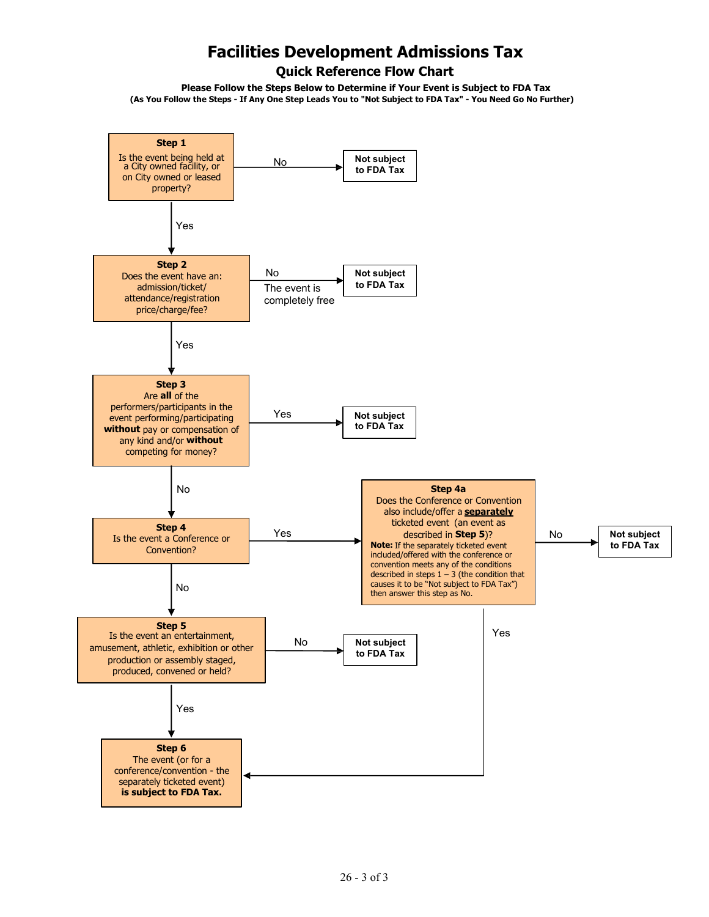# Facilities Development Admissions Tax

## Quick Reference Flow Chart

**Please Follow the Steps Below to Determine if Your Event is Subject to FDA Tax**
**(As You Follow the Steps - If Any One Step Leads You to "Not Subject to FDA Tax" - You Need Go No Further)**

**Step 1**
Is the event being held at a City owned facility, or on City owned or leased property?

- No → **Not subject to FDA Tax**
- Yes → Step 2

**Step 2**
Does the event have an: admission/ticket/ attendance/registration price/charge/fee?

- No (The event is completely free) → **Not subject to FDA Tax**
- Yes → Step 3

**Step 3**
Are **all** of the performers/participants in the event performing/participating **without** pay or compensation of any kind and/or **without** competing for money?

- Yes → **Not subject to FDA Tax**
- No → Step 4

**Step 4**
Is the event a Conference or Convention?

- Yes → Step 4a
- No → Step 5

**Step 4a**
Does the Conference or Convention also include/offer a **separately** ticketed event (an event as described in **Step 5**)?

**Note:** If the separately ticketed event included/offered with the conference or convention meets any of the conditions described in steps 1 – 3 (the condition that causes it to be "Not subject to FDA Tax") then answer this step as No.

- No → **Not subject to FDA Tax**
- Yes → Step 6

**Step 5**
Is the event an entertainment, amusement, athletic, exhibition or other production or assembly staged, produced, convened or held?

- No → **Not subject to FDA Tax**
- Yes → Step 6

**Step 6**
The event (or for a conference/convention - the separately ticketed event) **is subject to FDA Tax.**